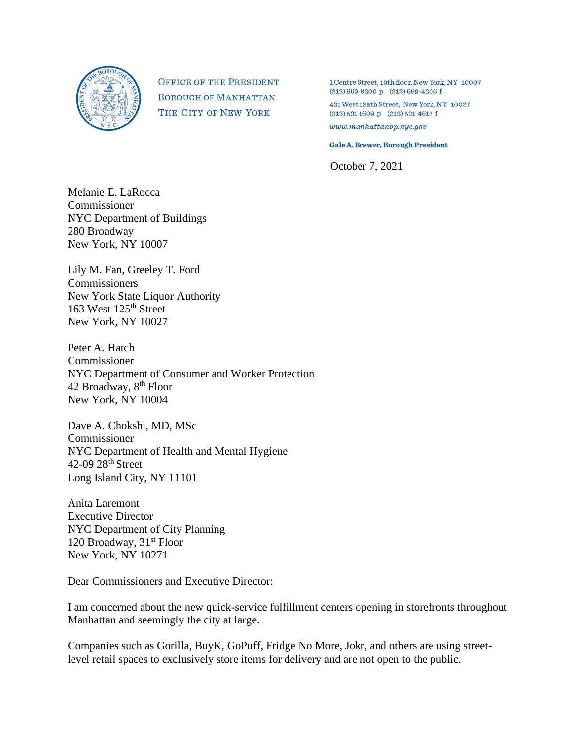OFFICE OF THE PRESIDENT
BOROUGH OF MANHATTAN
THE CITY OF NEW YORK

1 Centre Street, 19th floor, New York, NY 10007
(212) 669-8300 p (212) 669-4306 f

431 West 125th Street, New York, NY 10027
(212) 531-1609 p (212) 531-4615 f

*www.manhattanbp.nyc.gov*

**Gale A. Brewer, Borough President**

October 7, 2021

Melanie E. LaRocca
Commissioner
NYC Department of Buildings
280 Broadway
New York, NY 10007

Lily M. Fan, Greeley T. Ford
Commissioners
New York State Liquor Authority
163 West 125th Street
New York, NY 10027

Peter A. Hatch
Commissioner
NYC Department of Consumer and Worker Protection
42 Broadway, 8th Floor
New York, NY 10004

Dave A. Chokshi, MD, MSc
Commissioner
NYC Department of Health and Mental Hygiene
42-09 28th Street
Long Island City, NY 11101

Anita Laremont
Executive Director
NYC Department of City Planning
120 Broadway, 31st Floor
New York, NY 10271

Dear Commissioners and Executive Director:

I am concerned about the new quick-service fulfillment centers opening in storefronts throughout Manhattan and seemingly the city at large.

Companies such as Gorilla, BuyK, GoPuff, Fridge No More, Jokr, and others are using street-level retail spaces to exclusively store items for delivery and are not open to the public.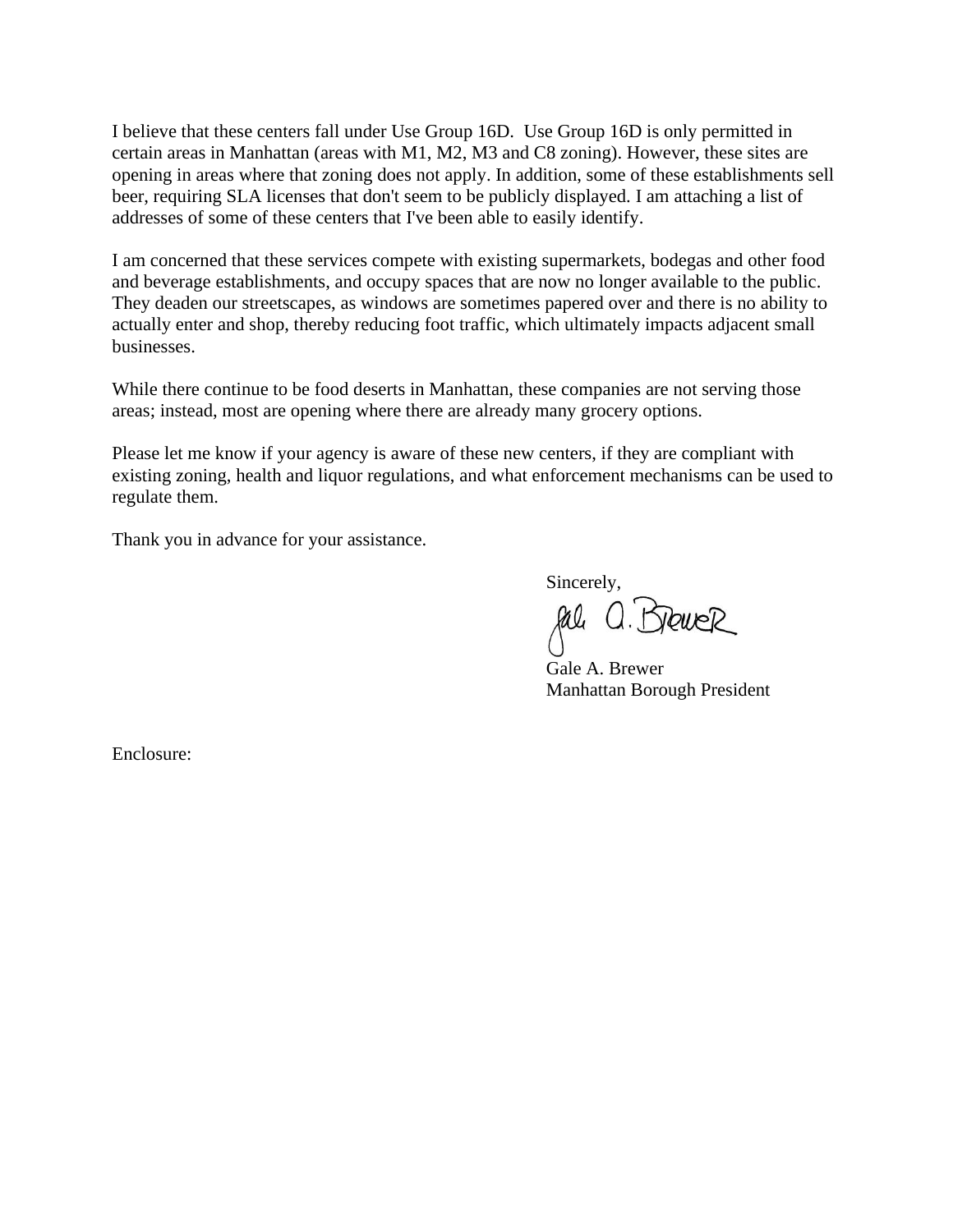I believe that these centers fall under Use Group 16D. Use Group 16D is only permitted in certain areas in Manhattan (areas with M1, M2, M3 and C8 zoning). However, these sites are opening in areas where that zoning does not apply. In addition, some of these establishments sell beer, requiring SLA licenses that don't seem to be publicly displayed. I am attaching a list of addresses of some of these centers that I've been able to easily identify.

I am concerned that these services compete with existing supermarkets, bodegas and other food and beverage establishments, and occupy spaces that are now no longer available to the public. They deaden our streetscapes, as windows are sometimes papered over and there is no ability to actually enter and shop, thereby reducing foot traffic, which ultimately impacts adjacent small businesses.

While there continue to be food deserts in Manhattan, these companies are not serving those areas; instead, most are opening where there are already many grocery options.

Please let me know if your agency is aware of these new centers, if they are compliant with existing zoning, health and liquor regulations, and what enforcement mechanisms can be used to regulate them.

Thank you in advance for your assistance.

Sincerely,

Gale A. Brewer

Gale A. Brewer
Manhattan Borough President

Enclosure: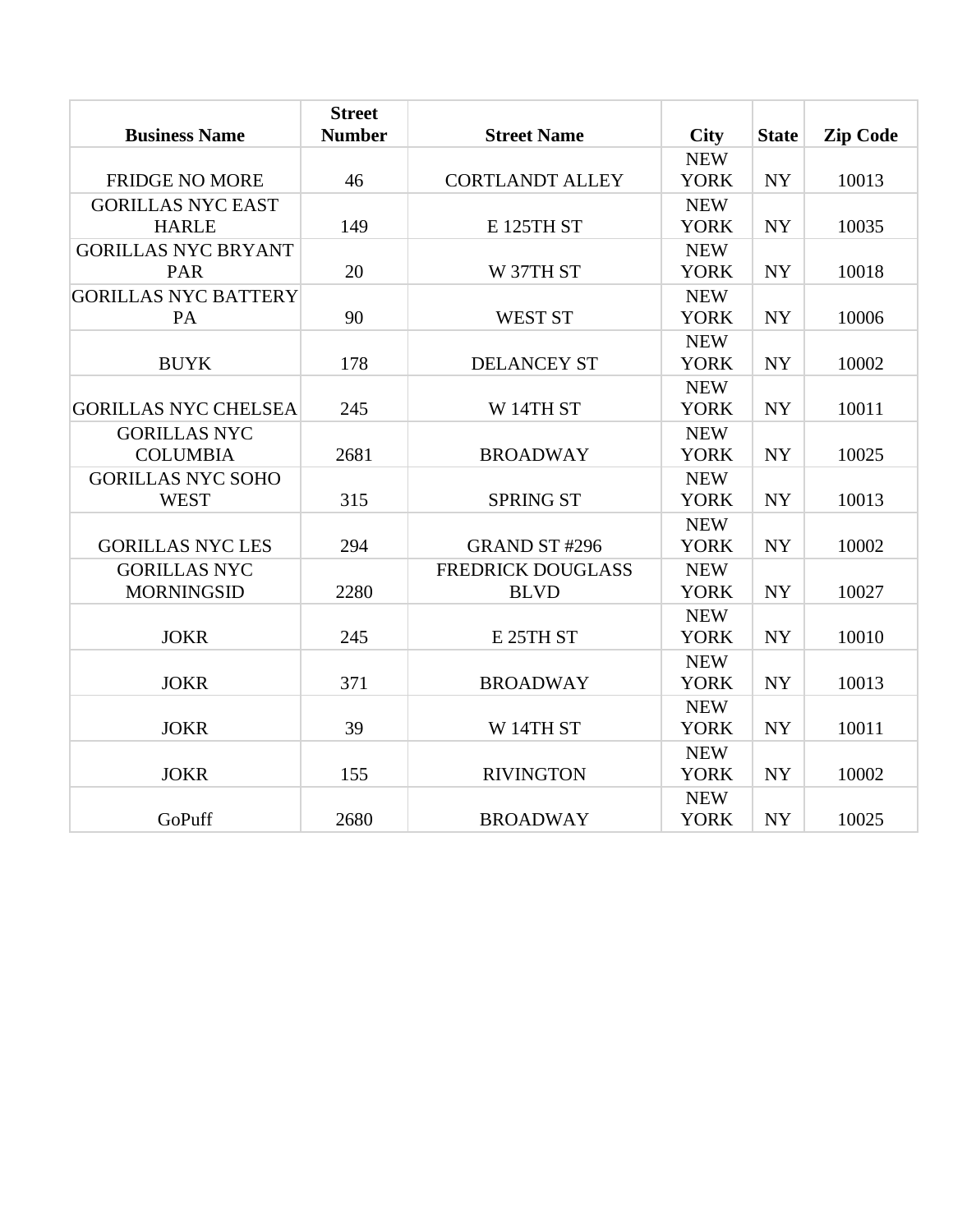| Business Name | Street Number | Street Name | City | State | Zip Code |
|---|---|---|---|---|---|
| FRIDGE NO MORE | 46 | CORTLANDT ALLEY | NEW YORK | NY | 10013 |
| GORILLAS NYC EAST HARLE | 149 | E 125TH ST | NEW YORK | NY | 10035 |
| GORILLAS NYC BRYANT PAR | 20 | W 37TH ST | NEW YORK | NY | 10018 |
| GORILLAS NYC BATTERY PA | 90 | WEST ST | NEW YORK | NY | 10006 |
| BUYK | 178 | DELANCEY ST | NEW YORK | NY | 10002 |
| GORILLAS NYC CHELSEA | 245 | W 14TH ST | NEW YORK | NY | 10011 |
| GORILLAS NYC COLUMBIA | 2681 | BROADWAY | NEW YORK | NY | 10025 |
| GORILLAS NYC SOHO WEST | 315 | SPRING ST | NEW YORK | NY | 10013 |
| GORILLAS NYC LES | 294 | GRAND ST #296 | NEW YORK | NY | 10002 |
| GORILLAS NYC MORNINGSID | 2280 | FREDRICK DOUGLASS BLVD | NEW YORK | NY | 10027 |
| JOKR | 245 | E 25TH ST | NEW YORK | NY | 10010 |
| JOKR | 371 | BROADWAY | NEW YORK | NY | 10013 |
| JOKR | 39 | W 14TH ST | NEW YORK | NY | 10011 |
| JOKR | 155 | RIVINGTON | NEW YORK | NY | 10002 |
| GoPuff | 2680 | BROADWAY | NEW YORK | NY | 10025 |